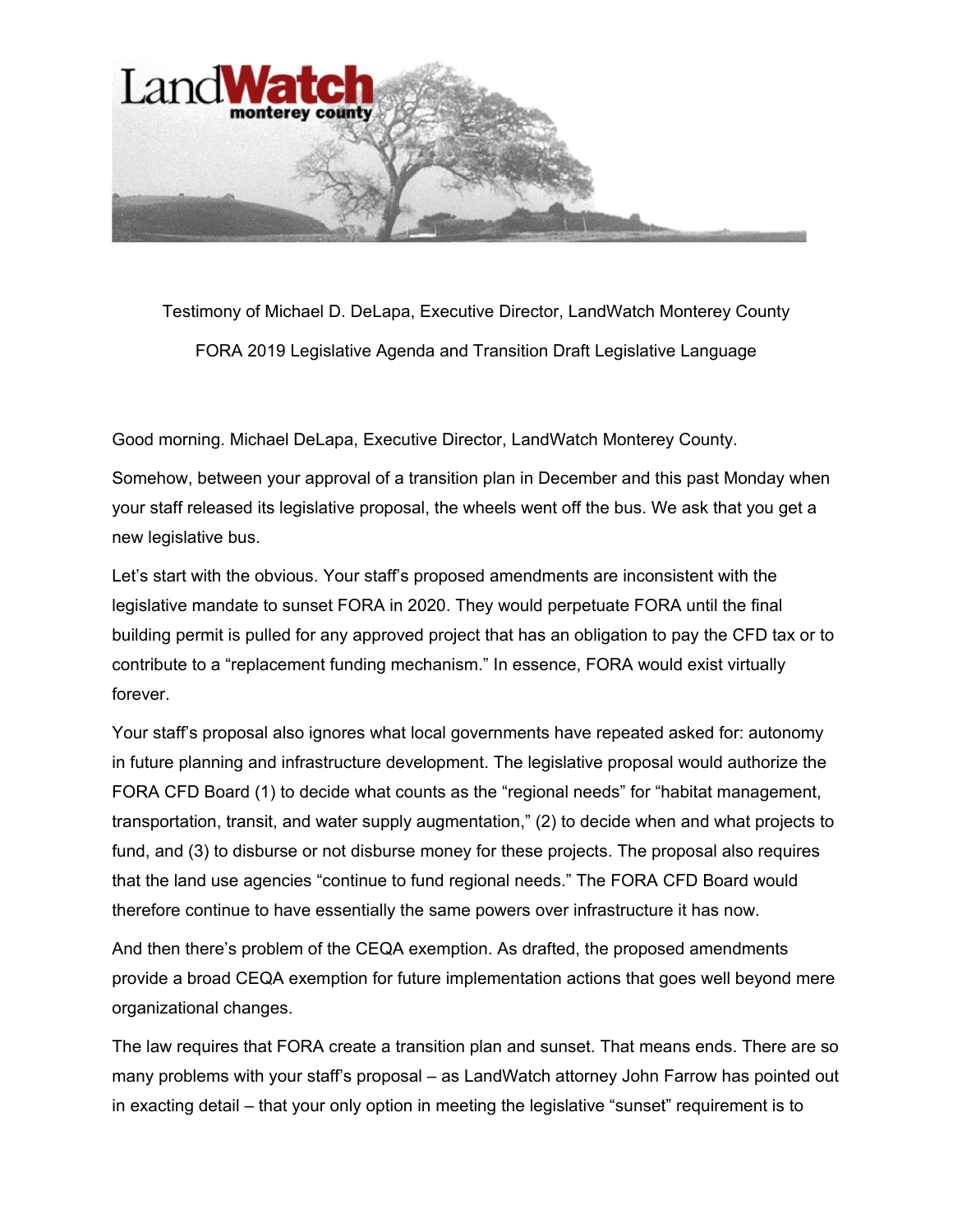Testimony of Michael D. DeLapa, Executive Director, LandWatch Monterey County

FORA 2019 Legislative Agenda and Transition Draft Legislative Language

Good morning. Michael DeLapa, Executive Director, LandWatch Monterey County.

Somehow, between your approval of a transition plan in December and this past Monday when your staff released its legislative proposal, the wheels went off the bus. We ask that you get a new legislative bus.

Let's start with the obvious. Your staff's proposed amendments are inconsistent with the legislative mandate to sunset FORA in 2020. They would perpetuate FORA until the final building permit is pulled for any approved project that has an obligation to pay the CFD tax or to contribute to a "replacement funding mechanism." In essence, FORA would exist virtually forever.

Your staff's proposal also ignores what local governments have repeated asked for: autonomy in future planning and infrastructure development. The legislative proposal would authorize the FORA CFD Board (1) to decide what counts as the "regional needs" for "habitat management, transportation, transit, and water supply augmentation," (2) to decide when and what projects to fund, and (3) to disburse or not disburse money for these projects. The proposal also requires that the land use agencies "continue to fund regional needs." The FORA CFD Board would therefore continue to have essentially the same powers over infrastructure it has now.

And then there's problem of the CEQA exemption. As drafted, the proposed amendments provide a broad CEQA exemption for future implementation actions that goes well beyond mere organizational changes.

The law requires that FORA create a transition plan and sunset. That means ends. There are so many problems with your staff's proposal – as LandWatch attorney John Farrow has pointed out in exacting detail – that your only option in meeting the legislative "sunset" requirement is to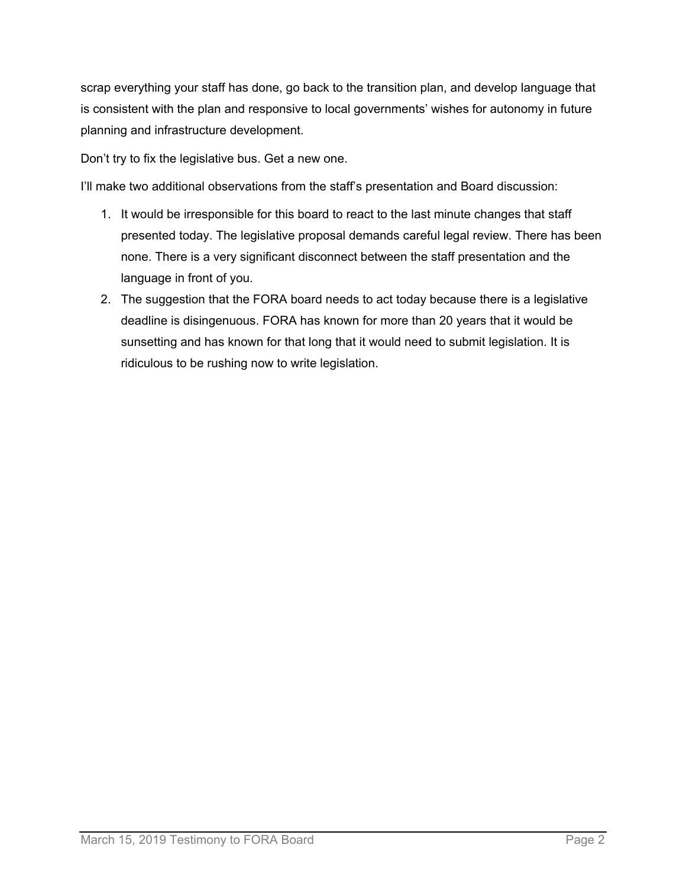scrap everything your staff has done, go back to the transition plan, and develop language that is consistent with the plan and responsive to local governments' wishes for autonomy in future planning and infrastructure development.

Don't try to fix the legislative bus. Get a new one.

I'll make two additional observations from the staff's presentation and Board discussion:

1. It would be irresponsible for this board to react to the last minute changes that staff presented today. The legislative proposal demands careful legal review. There has been none. There is a very significant disconnect between the staff presentation and the language in front of you.
2. The suggestion that the FORA board needs to act today because there is a legislative deadline is disingenuous. FORA has known for more than 20 years that it would be sunsetting and has known for that long that it would need to submit legislation. It is ridiculous to be rushing now to write legislation.